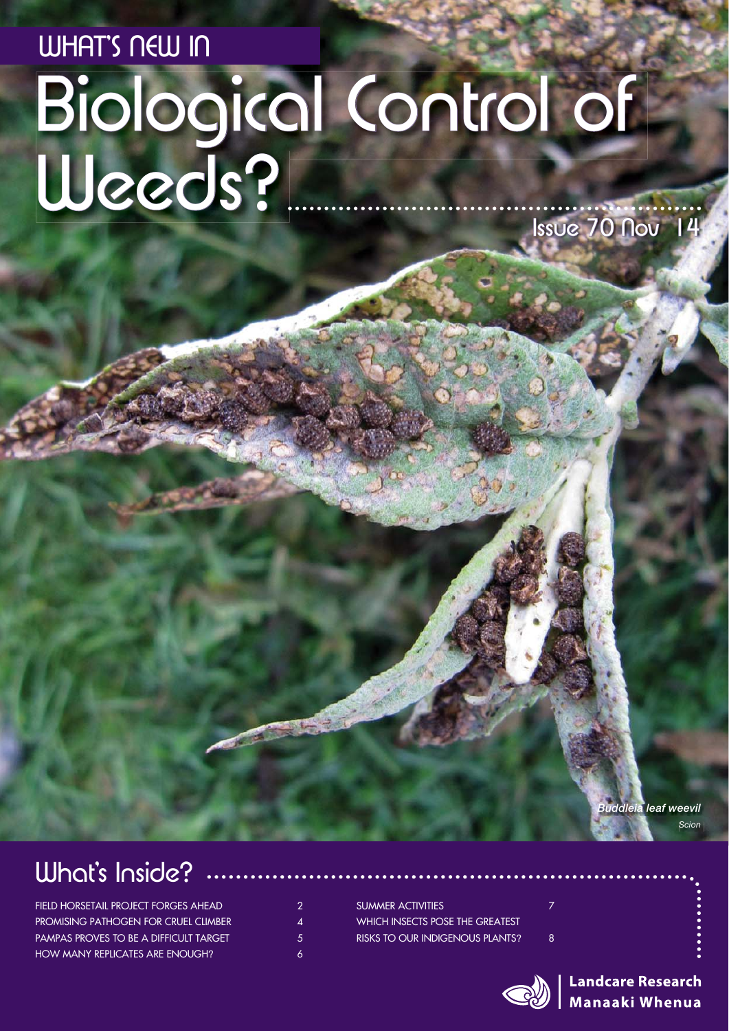# WHAT'S NEW IN

# Biological Control of Weeds?

Issue 70 Nov 14

*Buddleia leaf weevil*

*Scion*

## What's Inside?

| | |
|---|---|
| FIELD HORSETAIL PROJECT FORGES AHEAD | 2 |
| PROMISING PATHOGEN FOR CRUEL CLIMBER | 4 |
| PAMPAS PROVES TO BE A DIFFICULT TARGET | 5 |
| HOW MANY REPLICATES ARE ENOUGH? | 6 |
| SUMMER ACTIVITIES | 7 |
| WHICH INSECTS POSE THE GREATEST RISKS TO OUR INDIGENOUS PLANTS? | 8 |

**Landcare Research**
**Manaaki Whenua**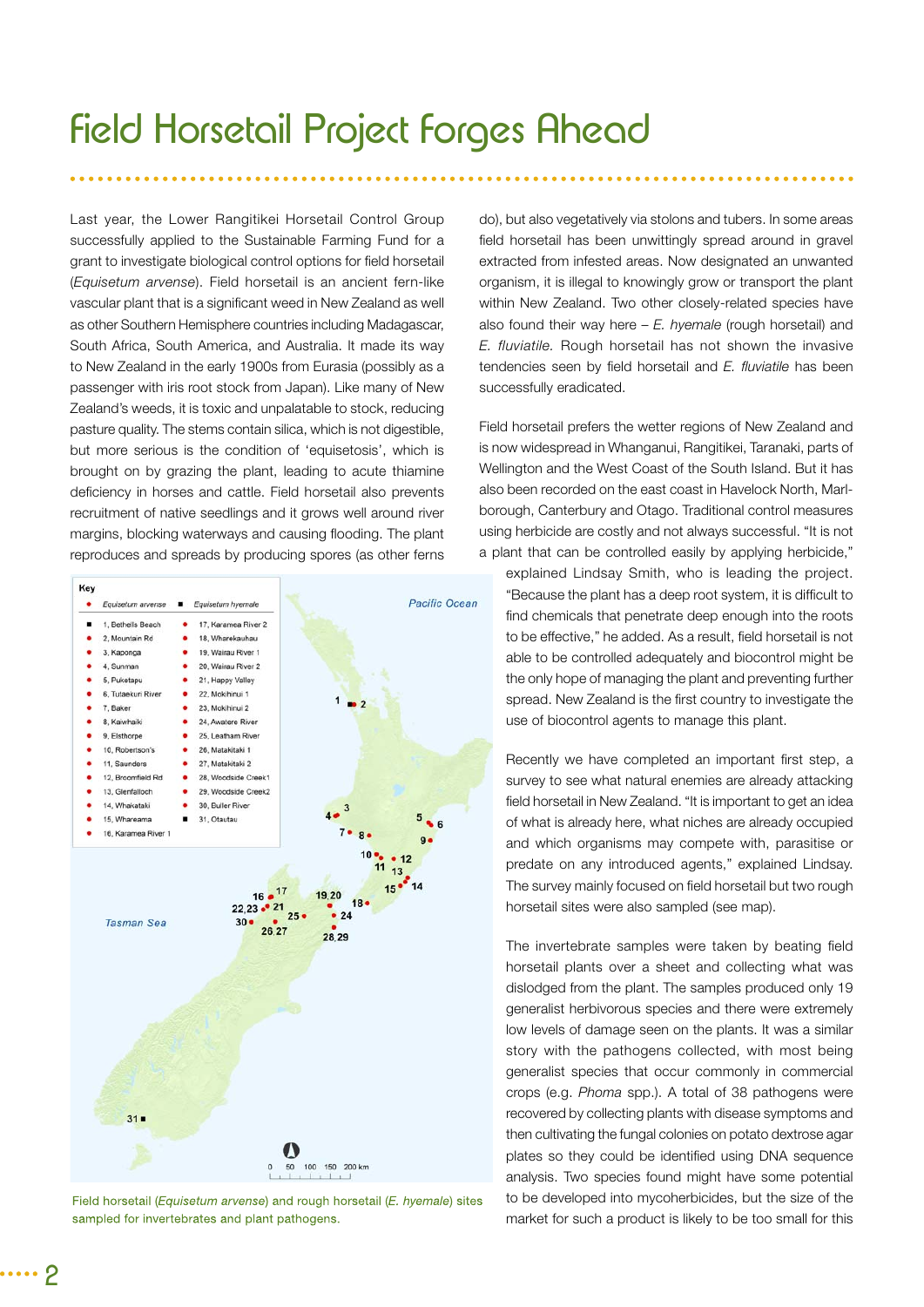# Field Horsetail Project Forges Ahead

Last year, the Lower Rangitikei Horsetail Control Group successfully applied to the Sustainable Farming Fund for a grant to investigate biological control options for field horsetail (*Equisetum arvense*). Field horsetail is an ancient fern-like vascular plant that is a significant weed in New Zealand as well as other Southern Hemisphere countries including Madagascar, South Africa, South America, and Australia. It made its way to New Zealand in the early 1900s from Eurasia (possibly as a passenger with iris root stock from Japan). Like many of New Zealand's weeds, it is toxic and unpalatable to stock, reducing pasture quality. The stems contain silica, which is not digestible, but more serious is the condition of 'equisetosis', which is brought on by grazing the plant, leading to acute thiamine deficiency in horses and cattle. Field horsetail also prevents recruitment of native seedlings and it grows well around river margins, blocking waterways and causing flooding. The plant reproduces and spreads by producing spores (as other ferns do), but also vegetatively via stolons and tubers. In some areas field horsetail has been unwittingly spread around in gravel extracted from infested areas. Now designated an unwanted organism, it is illegal to knowingly grow or transport the plant within New Zealand. Two other closely-related species have also found their way here – *E. hyemale* (rough horsetail) and *E. fluviatile*. Rough horsetail has not shown the invasive tendencies seen by field horsetail and *E. fluviatile* has been successfully eradicated.

Field horsetail prefers the wetter regions of New Zealand and is now widespread in Whanganui, Rangitikei, Taranaki, parts of Wellington and the West Coast of the South Island. But it has also been recorded on the east coast in Havelock North, Marlborough, Canterbury and Otago. Traditional control measures using herbicide are costly and not always successful. "It is not a plant that can be controlled easily by applying herbicide," explained Lindsay Smith, who is leading the project. "Because the plant has a deep root system, it is difficult to find chemicals that penetrate deep enough into the roots to be effective," he added. As a result, field horsetail is not able to be controlled adequately and biocontrol might be the only hope of managing the plant and preventing further spread. New Zealand is the first country to investigate the use of biocontrol agents to manage this plant.

| Key | |
|---|---|
| ● *Equisetum arvense* | ■ *Equisetum hyemale* |
| ■ 1, Bethells Beach | ● 17, Karamea River 2 |
| ● 2, Mountain Rd | ● 18, Wharekauhau |
| ● 3, Kaponga | ● 19, Wairau River 1 |
| ● 4, Sunman | ● 20, Wairau River 2 |
| ● 5, Puketapu | ● 21, Happy Valley |
| ● 6, Tutaekuri River | ● 22, Mokihinui 1 |
| ● 7, Baker | ● 23, Mokihinui 2 |
| ● 8, Kaiwhaiki | ● 24, Awatere River |
| ● 9, Elsthorpe | ● 25, Leatham River |
| ● 10, Robertson's | ● 26, Matakitaki 1 |
| ● 11, Saunders | ● 27, Matakitaki 2 |
| ● 12, Broomfield Rd | ● 28, Woodside Creek1 |
| ● 13, Glenfalloch | ● 29, Woodside Creek2 |
| ● 14, Whakataki | ● 30, Buller River |
| ● 15, Whareama | ■ 31, Otautau |
| ● 16, Karamea River 1 | |

Field horsetail (*Equisetum arvense*) and rough horsetail (*E. hyemale*) sites sampled for invertebrates and plant pathogens.

Recently we have completed an important first step, a survey to see what natural enemies are already attacking field horsetail in New Zealand. "It is important to get an idea of what is already here, what niches are already occupied and which organisms may compete with, parasitise or predate on any introduced agents," explained Lindsay. The survey mainly focused on field horsetail but two rough horsetail sites were also sampled (see map).

The invertebrate samples were taken by beating field horsetail plants over a sheet and collecting what was dislodged from the plant. The samples produced only 19 generalist herbivorous species and there were extremely low levels of damage seen on the plants. It was a similar story with the pathogens collected, with most being generalist species that occur commonly in commercial crops (e.g. *Phoma* spp.). A total of 38 pathogens were recovered by collecting plants with disease symptoms and then cultivating the fungal colonies on potato dextrose agar plates so they could be identified using DNA sequence analysis. Two species found might have some potential to be developed into mycoherbicides, but the size of the market for such a product is likely to be too small for this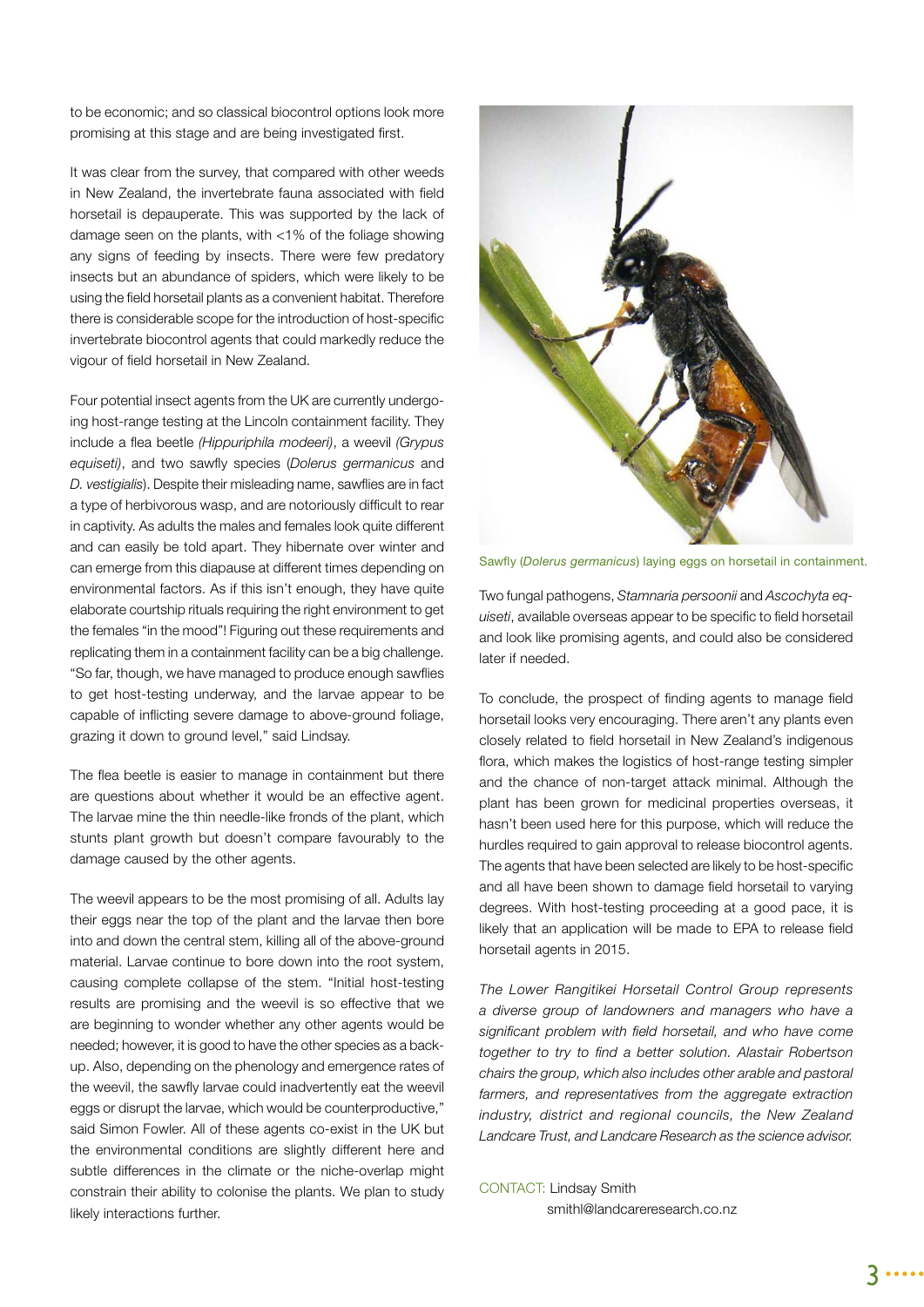to be economic; and so classical biocontrol options look more promising at this stage and are being investigated first.

It was clear from the survey, that compared with other weeds in New Zealand, the invertebrate fauna associated with field horsetail is depauperate. This was supported by the lack of damage seen on the plants, with <1% of the foliage showing any signs of feeding by insects. There were few predatory insects but an abundance of spiders, which were likely to be using the field horsetail plants as a convenient habitat. Therefore there is considerable scope for the introduction of host-specific invertebrate biocontrol agents that could markedly reduce the vigour of field horsetail in New Zealand.

Four potential insect agents from the UK are currently undergoing host-range testing at the Lincoln containment facility. They include a flea beetle *(Hippuriphila modeeri)*, a weevil *(Grypus equiseti)*, and two sawfly species (*Dolerus germanicus* and *D. vestigialis*). Despite their misleading name, sawflies are in fact a type of herbivorous wasp, and are notoriously difficult to rear in captivity. As adults the males and females look quite different and can easily be told apart. They hibernate over winter and can emerge from this diapause at different times depending on environmental factors. As if this isn't enough, they have quite elaborate courtship rituals requiring the right environment to get the females "in the mood"! Figuring out these requirements and replicating them in a containment facility can be a big challenge. "So far, though, we have managed to produce enough sawflies to get host-testing underway, and the larvae appear to be capable of inflicting severe damage to above-ground foliage, grazing it down to ground level," said Lindsay.

The flea beetle is easier to manage in containment but there are questions about whether it would be an effective agent. The larvae mine the thin needle-like fronds of the plant, which stunts plant growth but doesn't compare favourably to the damage caused by the other agents.

The weevil appears to be the most promising of all. Adults lay their eggs near the top of the plant and the larvae then bore into and down the central stem, killing all of the above-ground material. Larvae continue to bore down into the root system, causing complete collapse of the stem. "Initial host-testing results are promising and the weevil is so effective that we are beginning to wonder whether any other agents would be needed; however, it is good to have the other species as a back-up. Also, depending on the phenology and emergence rates of the weevil, the sawfly larvae could inadvertently eat the weevil eggs or disrupt the larvae, which would be counterproductive," said Simon Fowler. All of these agents co-exist in the UK but the environmental conditions are slightly different here and subtle differences in the climate or the niche-overlap might constrain their ability to colonise the plants. We plan to study likely interactions further.

Sawfly (*Dolerus germanicus*) laying eggs on horsetail in containment.

Two fungal pathogens, *Stamnaria persoonii* and *Ascochyta equiseti*, available overseas appear to be specific to field horsetail and look like promising agents, and could also be considered later if needed.

To conclude, the prospect of finding agents to manage field horsetail looks very encouraging. There aren't any plants even closely related to field horsetail in New Zealand's indigenous flora, which makes the logistics of host-range testing simpler and the chance of non-target attack minimal. Although the plant has been grown for medicinal properties overseas, it hasn't been used here for this purpose, which will reduce the hurdles required to gain approval to release biocontrol agents. The agents that have been selected are likely to be host-specific and all have been shown to damage field horsetail to varying degrees. With host-testing proceeding at a good pace, it is likely that an application will be made to EPA to release field horsetail agents in 2015.

*The Lower Rangitikei Horsetail Control Group represents a diverse group of landowners and managers who have a significant problem with field horsetail, and who have come together to try to find a better solution. Alastair Robertson chairs the group, which also includes other arable and pastoral farmers, and representatives from the aggregate extraction industry, district and regional councils, the New Zealand Landcare Trust, and Landcare Research as the science advisor.*

CONTACT: Lindsay Smith
smithl@landcareresearch.co.nz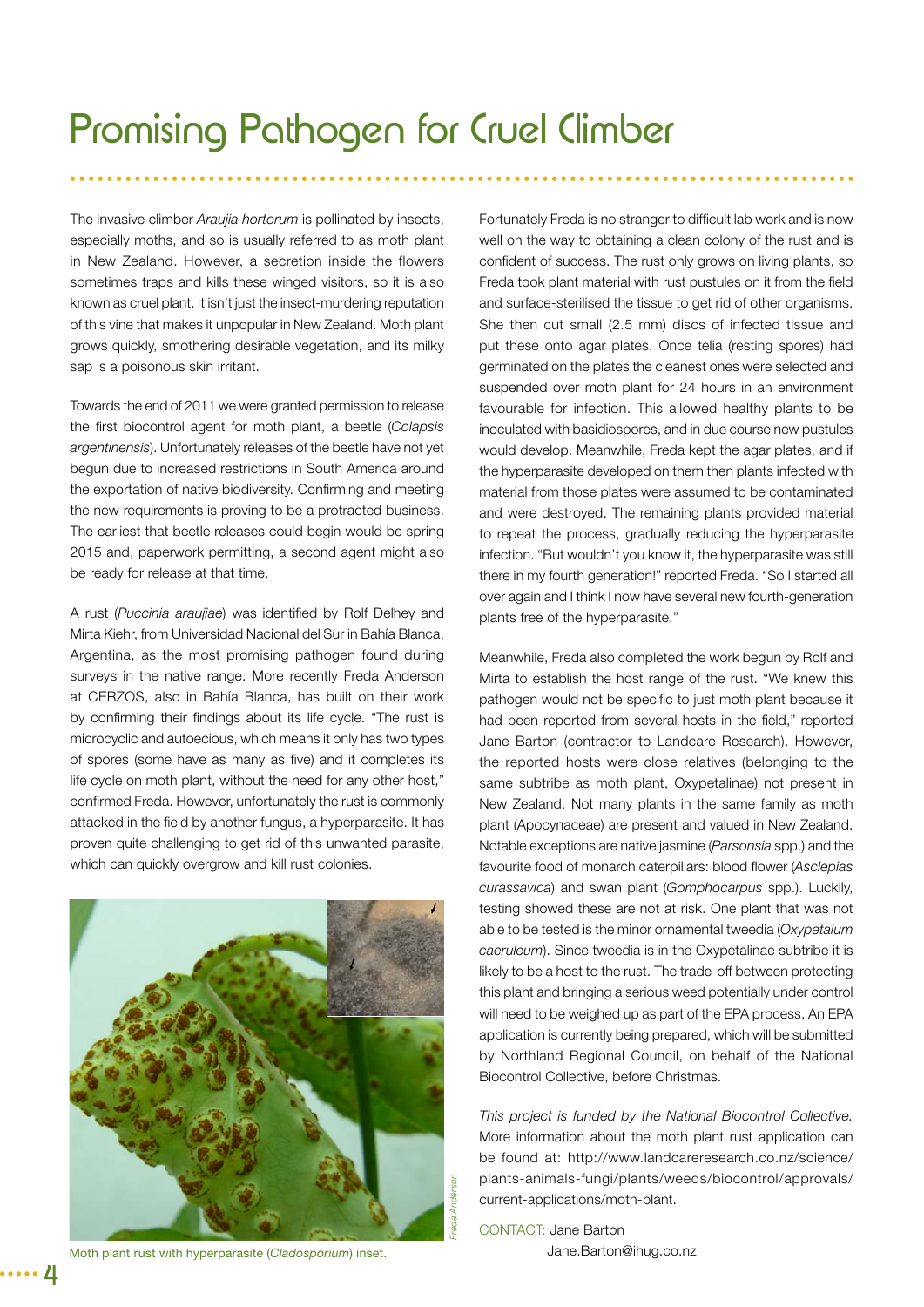# Promising Pathogen for Cruel Climber

The invasive climber *Araujia hortorum* is pollinated by insects, especially moths, and so is usually referred to as moth plant in New Zealand. However, a secretion inside the flowers sometimes traps and kills these winged visitors, so it is also known as cruel plant. It isn't just the insect-murdering reputation of this vine that makes it unpopular in New Zealand. Moth plant grows quickly, smothering desirable vegetation, and its milky sap is a poisonous skin irritant.

Towards the end of 2011 we were granted permission to release the first biocontrol agent for moth plant, a beetle (*Colapsis argentinensis*). Unfortunately releases of the beetle have not yet begun due to increased restrictions in South America around the exportation of native biodiversity. Confirming and meeting the new requirements is proving to be a protracted business. The earliest that beetle releases could begin would be spring 2015 and, paperwork permitting, a second agent might also be ready for release at that time.

A rust (*Puccinia araujiae*) was identified by Rolf Delhey and Mirta Kiehr, from Universidad Nacional del Sur in Bahía Blanca, Argentina, as the most promising pathogen found during surveys in the native range. More recently Freda Anderson at CERZOS, also in Bahía Blanca, has built on their work by confirming their findings about its life cycle. "The rust is microcyclic and autoecious, which means it only has two types of spores (some have as many as five) and it completes its life cycle on moth plant, without the need for any other host," confirmed Freda. However, unfortunately the rust is commonly attacked in the field by another fungus, a hyperparasite. It has proven quite challenging to get rid of this unwanted parasite, which can quickly overgrow and kill rust colonies.

Moth plant rust with hyperparasite (*Cladosporium*) inset.

Fortunately Freda is no stranger to difficult lab work and is now well on the way to obtaining a clean colony of the rust and is confident of success. The rust only grows on living plants, so Freda took plant material with rust pustules on it from the field and surface-sterilised the tissue to get rid of other organisms. She then cut small (2.5 mm) discs of infected tissue and put these onto agar plates. Once telia (resting spores) had germinated on the plates the cleanest ones were selected and suspended over moth plant for 24 hours in an environment favourable for infection. This allowed healthy plants to be inoculated with basidiospores, and in due course new pustules would develop. Meanwhile, Freda kept the agar plates, and if the hyperparasite developed on them then plants infected with material from those plates were assumed to be contaminated and were destroyed. The remaining plants provided material to repeat the process, gradually reducing the hyperparasite infection. "But wouldn't you know it, the hyperparasite was still there in my fourth generation!" reported Freda. "So I started all over again and I think I now have several new fourth-generation plants free of the hyperparasite."

Meanwhile, Freda also completed the work begun by Rolf and Mirta to establish the host range of the rust. "We knew this pathogen would not be specific to just moth plant because it had been reported from several hosts in the field," reported Jane Barton (contractor to Landcare Research). However, the reported hosts were close relatives (belonging to the same subtribe as moth plant, Oxypetalinae) not present in New Zealand. Not many plants in the same family as moth plant (Apocynaceae) are present and valued in New Zealand. Notable exceptions are native jasmine (*Parsonsia* spp.) and the favourite food of monarch caterpillars: blood flower (*Asclepias curassavica*) and swan plant (*Gomphocarpus* spp.). Luckily, testing showed these are not at risk. One plant that was not able to be tested is the minor ornamental tweedia (*Oxypetalum caeruleum*). Since tweedia is in the Oxypetalinae subtribe it is likely to be a host to the rust. The trade-off between protecting this plant and bringing a serious weed potentially under control will need to be weighed up as part of the EPA process. An EPA application is currently being prepared, which will be submitted by Northland Regional Council, on behalf of the National Biocontrol Collective, before Christmas.

*This project is funded by the National Biocontrol Collective.* More information about the moth plant rust application can be found at: http://www.landcareresearch.co.nz/science/plants-animals-fungi/plants/weeds/biocontrol/approvals/current-applications/moth-plant.

CONTACT: Jane Barton
Jane.Barton@ihug.co.nz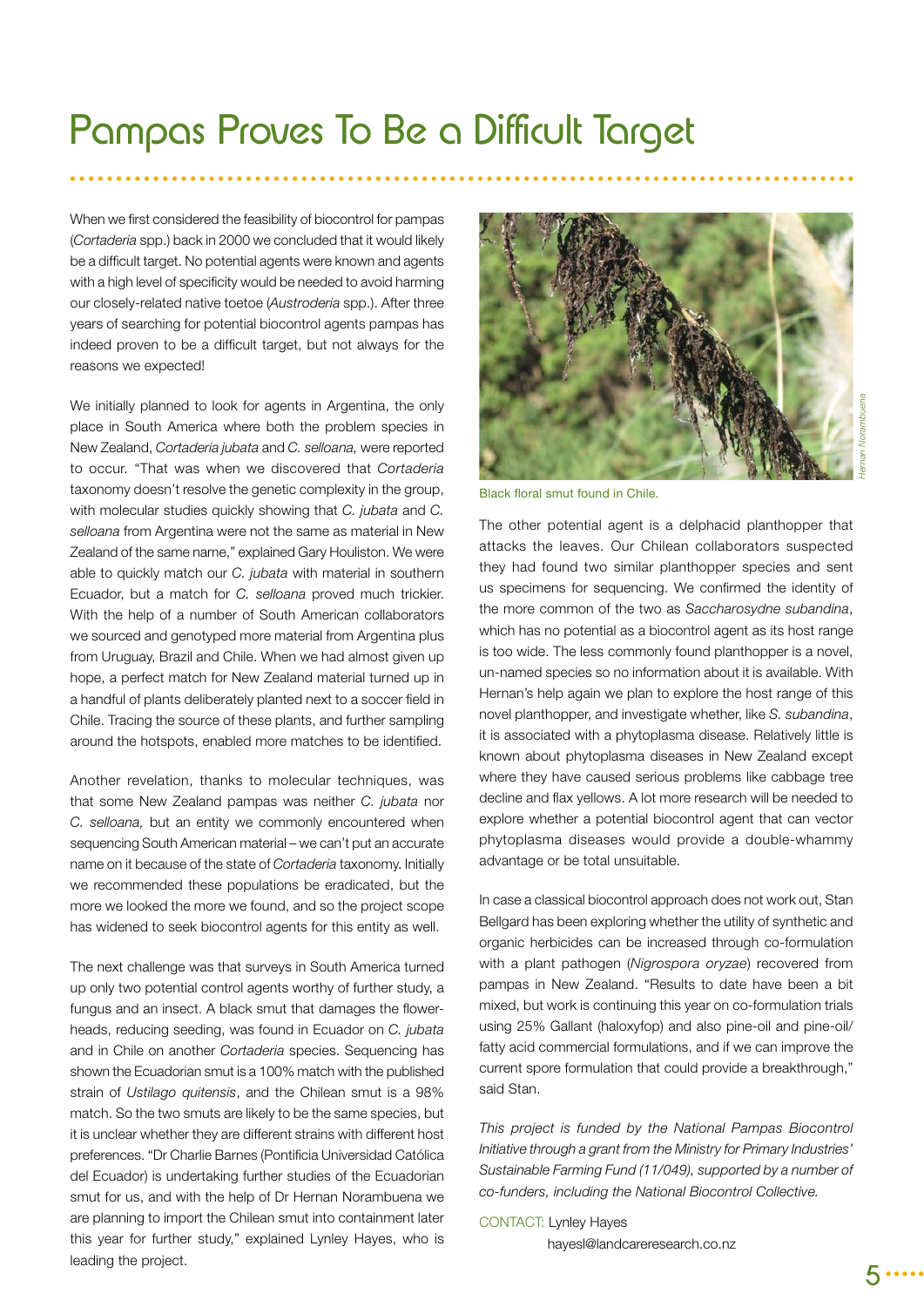# Pampas Proves To Be a Difficult Target

When we first considered the feasibility of biocontrol for pampas (*Cortaderia* spp.) back in 2000 we concluded that it would likely be a difficult target. No potential agents were known and agents with a high level of specificity would be needed to avoid harming our closely-related native toetoe (*Austroderia* spp.). After three years of searching for potential biocontrol agents pampas has indeed proven to be a difficult target, but not always for the reasons we expected!

We initially planned to look for agents in Argentina, the only place in South America where both the problem species in New Zealand, *Cortaderia jubata* and *C. selloana,* were reported to occur. "That was when we discovered that *Cortaderia* taxonomy doesn't resolve the genetic complexity in the group, with molecular studies quickly showing that *C. jubata* and *C. selloana* from Argentina were not the same as material in New Zealand of the same name," explained Gary Houliston. We were able to quickly match our *C. jubata* with material in southern Ecuador, but a match for *C. selloana* proved much trickier. With the help of a number of South American collaborators we sourced and genotyped more material from Argentina plus from Uruguay, Brazil and Chile. When we had almost given up hope, a perfect match for New Zealand material turned up in a handful of plants deliberately planted next to a soccer field in Chile. Tracing the source of these plants, and further sampling around the hotspots, enabled more matches to be identified.

Another revelation, thanks to molecular techniques, was that some New Zealand pampas was neither *C. jubata* nor *C. selloana,* but an entity we commonly encountered when sequencing South American material – we can't put an accurate name on it because of the state of *Cortaderia* taxonomy. Initially we recommended these populations be eradicated, but the more we looked the more we found, and so the project scope has widened to seek biocontrol agents for this entity as well.

The next challenge was that surveys in South America turned up only two potential control agents worthy of further study, a fungus and an insect. A black smut that damages the flower-heads, reducing seeding, was found in Ecuador on *C. jubata* and in Chile on another *Cortaderia* species. Sequencing has shown the Ecuadorian smut is a 100% match with the published strain of *Ustilago quitensis*, and the Chilean smut is a 98% match. So the two smuts are likely to be the same species, but it is unclear whether they are different strains with different host preferences. "Dr Charlie Barnes (Pontificia Universidad Católica del Ecuador) is undertaking further studies of the Ecuadorian smut for us, and with the help of Dr Hernan Norambuena we are planning to import the Chilean smut into containment later this year for further study," explained Lynley Hayes, who is leading the project.

Black floral smut found in Chile.

The other potential agent is a delphacid planthopper that attacks the leaves. Our Chilean collaborators suspected they had found two similar planthopper species and sent us specimens for sequencing. We confirmed the identity of the more common of the two as *Saccharosydne subandina*, which has no potential as a biocontrol agent as its host range is too wide. The less commonly found planthopper is a novel, un-named species so no information about it is available. With Hernan's help again we plan to explore the host range of this novel planthopper, and investigate whether, like *S. subandina*, it is associated with a phytoplasma disease. Relatively little is known about phytoplasma diseases in New Zealand except where they have caused serious problems like cabbage tree decline and flax yellows. A lot more research will be needed to explore whether a potential biocontrol agent that can vector phytoplasma diseases would provide a double-whammy advantage or be total unsuitable.

In case a classical biocontrol approach does not work out, Stan Bellgard has been exploring whether the utility of synthetic and organic herbicides can be increased through co-formulation with a plant pathogen (*Nigrospora oryzae*) recovered from pampas in New Zealand. "Results to date have been a bit mixed, but work is continuing this year on co-formulation trials using 25% Gallant (haloxyfop) and also pine-oil and pine-oil/fatty acid commercial formulations, and if we can improve the current spore formulation that could provide a breakthrough," said Stan.

*This project is funded by the National Pampas Biocontrol Initiative through a grant from the Ministry for Primary Industries' Sustainable Farming Fund (11/049), supported by a number of co-funders, including the National Biocontrol Collective.*

CONTACT: Lynley Hayes
hayesl@landcareresearch.co.nz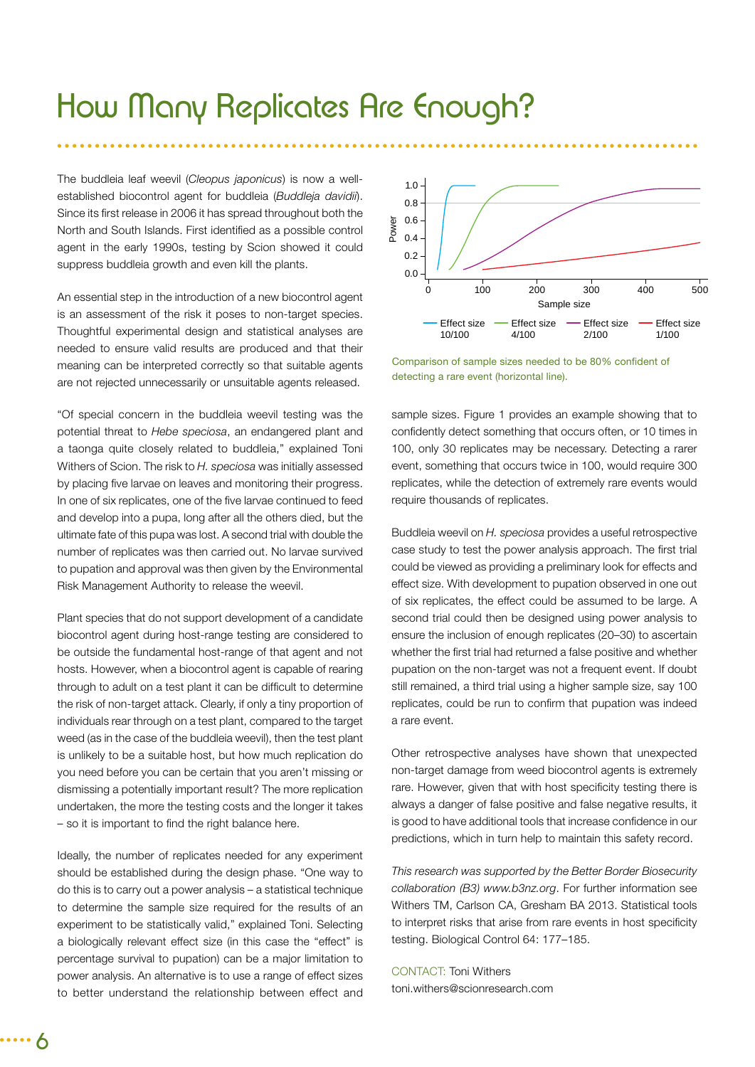# How Many Replicates Are Enough?

The buddleia leaf weevil (*Cleopus japonicus*) is now a well-established biocontrol agent for buddleia (*Buddleja davidii*). Since its first release in 2006 it has spread throughout both the North and South Islands. First identified as a possible control agent in the early 1990s, testing by Scion showed it could suppress buddleia growth and even kill the plants.

An essential step in the introduction of a new biocontrol agent is an assessment of the risk it poses to non-target species. Thoughtful experimental design and statistical analyses are needed to ensure valid results are produced and that their meaning can be interpreted correctly so that suitable agents are not rejected unnecessarily or unsuitable agents released.

"Of special concern in the buddleia weevil testing was the potential threat to *Hebe speciosa*, an endangered plant and a taonga quite closely related to buddleia," explained Toni Withers of Scion. The risk to *H. speciosa* was initially assessed by placing five larvae on leaves and monitoring their progress. In one of six replicates, one of the five larvae continued to feed and develop into a pupa, long after all the others died, but the ultimate fate of this pupa was lost. A second trial with double the number of replicates was then carried out. No larvae survived to pupation and approval was then given by the Environmental Risk Management Authority to release the weevil.

Plant species that do not support development of a candidate biocontrol agent during host-range testing are considered to be outside the fundamental host-range of that agent and not hosts. However, when a biocontrol agent is capable of rearing through to adult on a test plant it can be difficult to determine the risk of non-target attack. Clearly, if only a tiny proportion of individuals rear through on a test plant, compared to the target weed (as in the case of the buddleia weevil), then the test plant is unlikely to be a suitable host, but how much replication do you need before you can be certain that you aren't missing or dismissing a potentially important result? The more replication undertaken, the more the testing costs and the longer it takes – so it is important to find the right balance here.

Ideally, the number of replicates needed for any experiment should be established during the design phase. "One way to do this is to carry out a power analysis – a statistical technique to determine the sample size required for the results of an experiment to be statistically valid," explained Toni. Selecting a biologically relevant effect size (in this case the "effect" is percentage survival to pupation) can be a major limitation to power analysis. An alternative is to use a range of effect sizes to better understand the relationship between effect and sample sizes. Figure 1 provides an example showing that to confidently detect something that occurs often, or 10 times in 100, only 30 replicates may be necessary. Detecting a rarer event, something that occurs twice in 100, would require 300 replicates, while the detection of extremely rare events would require thousands of replicates.

Comparison of sample sizes needed to be 80% confident of detecting a rare event (horizontal line).

Buddleia weevil on *H. speciosa* provides a useful retrospective case study to test the power analysis approach. The first trial could be viewed as providing a preliminary look for effects and effect size. With development to pupation observed in one out of six replicates, the effect could be assumed to be large. A second trial could then be designed using power analysis to ensure the inclusion of enough replicates (20–30) to ascertain whether the first trial had returned a false positive and whether pupation on the non-target was not a frequent event. If doubt still remained, a third trial using a higher sample size, say 100 replicates, could be run to confirm that pupation was indeed a rare event.

Other retrospective analyses have shown that unexpected non-target damage from weed biocontrol agents is extremely rare. However, given that with host specificity testing there is always a danger of false positive and false negative results, it is good to have additional tools that increase confidence in our predictions, which in turn help to maintain this safety record.

*This research was supported by the Better Border Biosecurity collaboration (B3) www.b3nz.org*. For further information see Withers TM, Carlson CA, Gresham BA 2013. Statistical tools to interpret risks that arise from rare events in host specificity testing. Biological Control 64: 177–185.

CONTACT: Toni Withers
toni.withers@scionresearch.com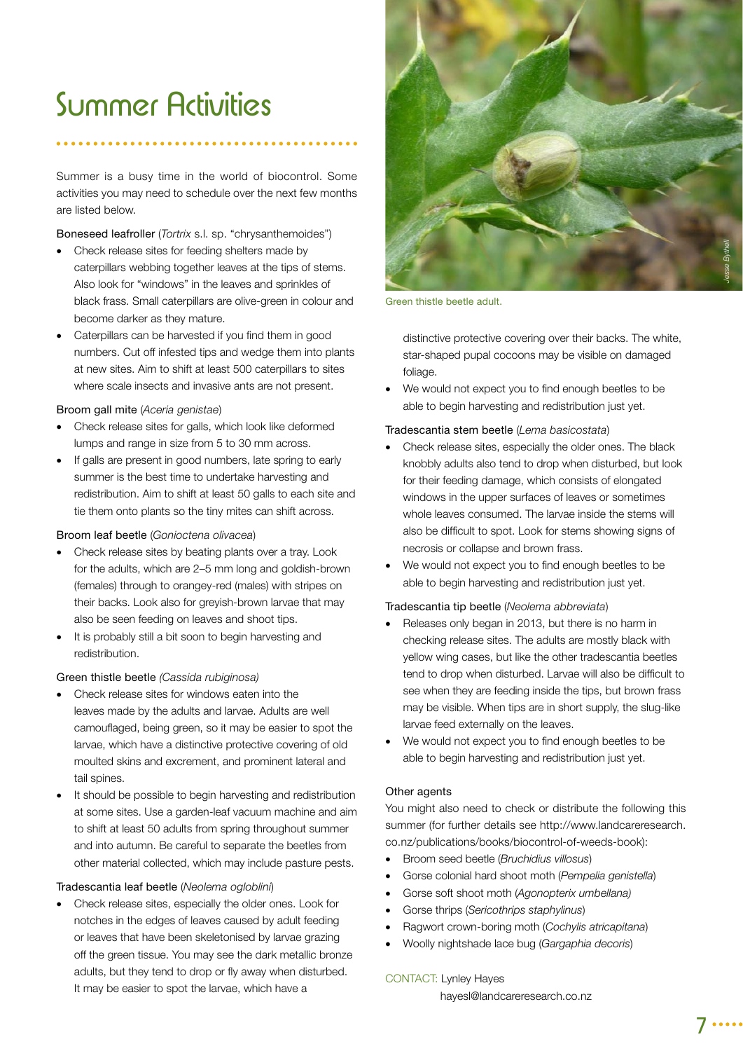# Summer Activities

Summer is a busy time in the world of biocontrol. Some activities you may need to schedule over the next few months are listed below.

Boneseed leafroller (*Tortrix* s.l. sp. "chrysanthemoides")

- Check release sites for feeding shelters made by caterpillars webbing together leaves at the tips of stems. Also look for "windows" in the leaves and sprinkles of black frass. Small caterpillars are olive-green in colour and become darker as they mature.
- Caterpillars can be harvested if you find them in good numbers. Cut off infested tips and wedge them into plants at new sites. Aim to shift at least 500 caterpillars to sites where scale insects and invasive ants are not present.

Broom gall mite (*Aceria genistae*)

- Check release sites for galls, which look like deformed lumps and range in size from 5 to 30 mm across.
- If galls are present in good numbers, late spring to early summer is the best time to undertake harvesting and redistribution. Aim to shift at least 50 galls to each site and tie them onto plants so the tiny mites can shift across.

Broom leaf beetle (*Gonioctena olivacea*)

- Check release sites by beating plants over a tray. Look for the adults, which are 2–5 mm long and goldish-brown (females) through to orangey-red (males) with stripes on their backs. Look also for greyish-brown larvae that may also be seen feeding on leaves and shoot tips.
- It is probably still a bit soon to begin harvesting and redistribution.

Green thistle beetle *(Cassida rubiginosa)*

- Check release sites for windows eaten into the leaves made by the adults and larvae. Adults are well camouflaged, being green, so it may be easier to spot the larvae, which have a distinctive protective covering of old moulted skins and excrement, and prominent lateral and tail spines.
- It should be possible to begin harvesting and redistribution at some sites. Use a garden-leaf vacuum machine and aim to shift at least 50 adults from spring throughout summer and into autumn. Be careful to separate the beetles from other material collected, which may include pasture pests.

Tradescantia leaf beetle (*Neolema ogloblini*)

- Check release sites, especially the older ones. Look for notches in the edges of leaves caused by adult feeding or leaves that have been skeletonised by larvae grazing off the green tissue. You may see the dark metallic bronze adults, but they tend to drop or fly away when disturbed. It may be easier to spot the larvae, which have a distinctive protective covering over their backs. The white, star-shaped pupal cocoons may be visible on damaged foliage.
- We would not expect you to find enough beetles to be able to begin harvesting and redistribution just yet.

Green thistle beetle adult.

Tradescantia stem beetle (*Lema basicostata*)

- Check release sites, especially the older ones. The black knobbly adults also tend to drop when disturbed, but look for their feeding damage, which consists of elongated windows in the upper surfaces of leaves or sometimes whole leaves consumed. The larvae inside the stems will also be difficult to spot. Look for stems showing signs of necrosis or collapse and brown frass.
- We would not expect you to find enough beetles to be able to begin harvesting and redistribution just yet.

Tradescantia tip beetle (*Neolema abbreviata*)

- Releases only began in 2013, but there is no harm in checking release sites. The adults are mostly black with yellow wing cases, but like the other tradescantia beetles tend to drop when disturbed. Larvae will also be difficult to see when they are feeding inside the tips, but brown frass may be visible. When tips are in short supply, the slug-like larvae feed externally on the leaves.
- We would not expect you to find enough beetles to be able to begin harvesting and redistribution just yet.

Other agents

You might also need to check or distribute the following this summer (for further details see http://www.landcareresearch.co.nz/publications/books/biocontrol-of-weeds-book):

- Broom seed beetle (*Bruchidius villosus*)
- Gorse colonial hard shoot moth (*Pempelia genistella*)
- Gorse soft shoot moth (*Agonopterix umbellana)*
- Gorse thrips (*Sericothrips staphylinus*)
- Ragwort crown-boring moth (*Cochylis atricapitana*)
- Woolly nightshade lace bug (*Gargaphia decoris*)

CONTACT: Lynley Hayes
hayesl@landcareresearch.co.nz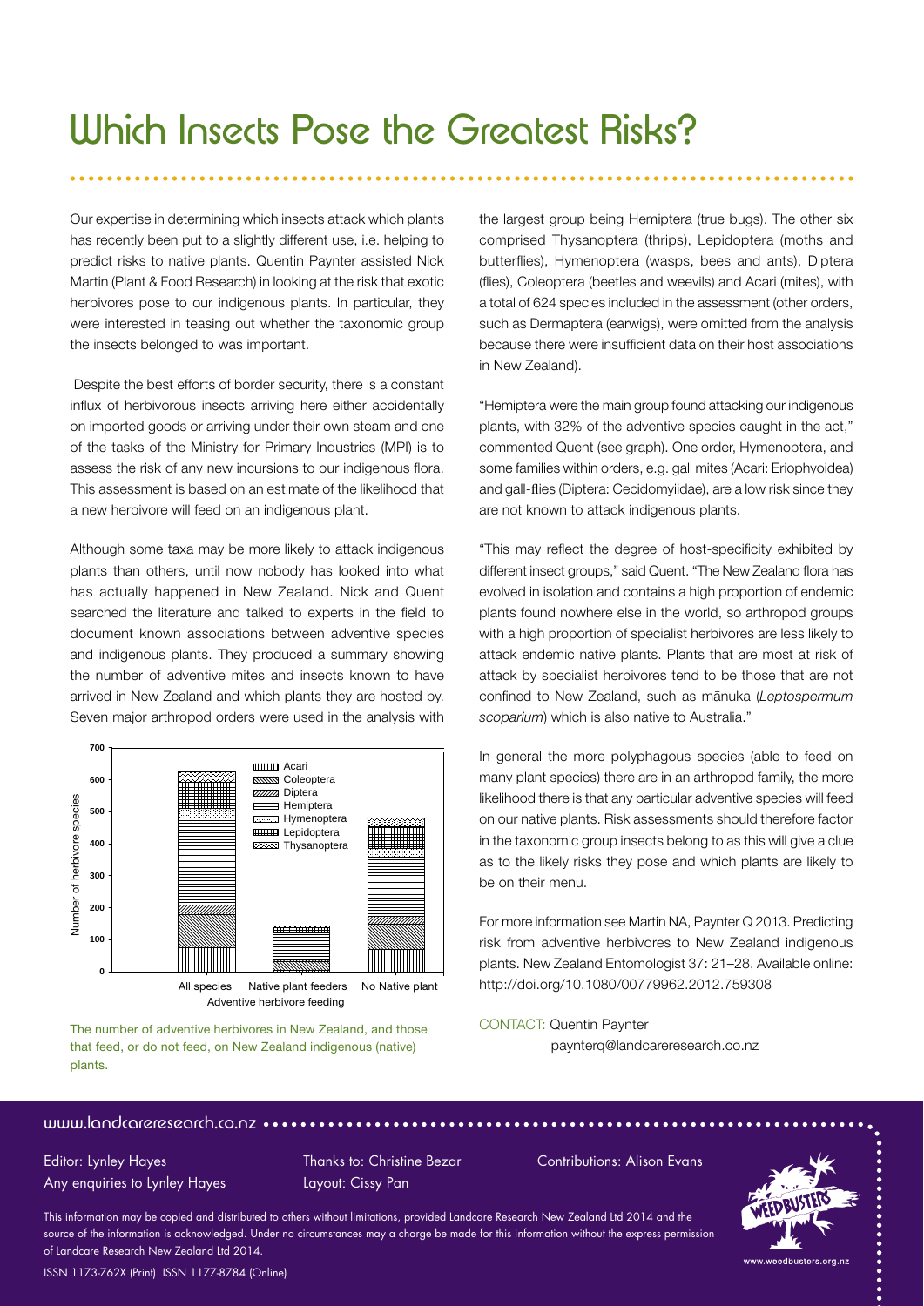# Which Insects Pose the Greatest Risks?

Our expertise in determining which insects attack which plants has recently been put to a slightly different use, i.e. helping to predict risks to native plants. Quentin Paynter assisted Nick Martin (Plant & Food Research) in looking at the risk that exotic herbivores pose to our indigenous plants. In particular, they were interested in teasing out whether the taxonomic group the insects belonged to was important.

Despite the best efforts of border security, there is a constant influx of herbivorous insects arriving here either accidentally on imported goods or arriving under their own steam and one of the tasks of the Ministry for Primary Industries (MPI) is to assess the risk of any new incursions to our indigenous flora. This assessment is based on an estimate of the likelihood that a new herbivore will feed on an indigenous plant.

Although some taxa may be more likely to attack indigenous plants than others, until now nobody has looked into what has actually happened in New Zealand. Nick and Quent searched the literature and talked to experts in the field to document known associations between adventive species and indigenous plants. They produced a summary showing the number of adventive mites and insects known to have arrived in New Zealand and which plants they are hosted by. Seven major arthropod orders were used in the analysis with

700
600
500
400
300
200
100
0
Number of herbivore species
Acari
Coleoptera
Diptera
Hemiptera
Hymenoptera
Lepidoptera
Thysanoptera
All species
Native plant feeders
No Native plant
Adventive herbivore feeding

The number of adventive herbivores in New Zealand, and those that feed, or do not feed, on New Zealand indigenous (native) plants.

the largest group being Hemiptera (true bugs). The other six comprised Thysanoptera (thrips), Lepidoptera (moths and butterflies), Hymenoptera (wasps, bees and ants), Diptera (flies), Coleoptera (beetles and weevils) and Acari (mites), with a total of 624 species included in the assessment (other orders, such as Dermaptera (earwigs), were omitted from the analysis because there were insufficient data on their host associations in New Zealand).

"Hemiptera were the main group found attacking our indigenous plants, with 32% of the adventive species caught in the act," commented Quent (see graph). One order, Hymenoptera, and some families within orders, e.g. gall mites (Acari: Eriophyoidea) and gall-flies (Diptera: Cecidomyiidae), are a low risk since they are not known to attack indigenous plants.

"This may reflect the degree of host-specificity exhibited by different insect groups," said Quent. "The New Zealand flora has evolved in isolation and contains a high proportion of endemic plants found nowhere else in the world, so arthropod groups with a high proportion of specialist herbivores are less likely to attack endemic native plants. Plants that are most at risk of attack by specialist herbivores tend to be those that are not confined to New Zealand, such as mānuka (*Leptospermum scoparium*) which is also native to Australia."

In general the more polyphagous species (able to feed on many plant species) there are in an arthropod family, the more likelihood there is that any particular adventive species will feed on our native plants. Risk assessments should therefore factor in the taxonomic group insects belong to as this will give a clue as to the likely risks they pose and which plants are likely to be on their menu.

For more information see Martin NA, Paynter Q 2013. Predicting risk from adventive herbivores to New Zealand indigenous plants. New Zealand Entomologist 37: 21–28. Available online: http://doi.org/10.1080/00779962.2012.759308

CONTACT: Quentin Paynter
paynterq@landcareresearch.co.nz

www.landcareresearch.co.nz

Editor: Lynley Hayes
Any enquiries to Lynley Hayes

Thanks to: Christine Bezar
Layout: Cissy Pan

Contributions: Alison Evans

This information may be copied and distributed to others without limitations, provided Landcare Research New Zealand Ltd 2014 and the source of the information is acknowledged. Under no circumstances may a charge be made for this information without the express permission of Landcare Research New Zealand Ltd 2014.

ISSN 1173-762X (Print) ISSN 1177-8784 (Online)

www.weedbusters.org.nz